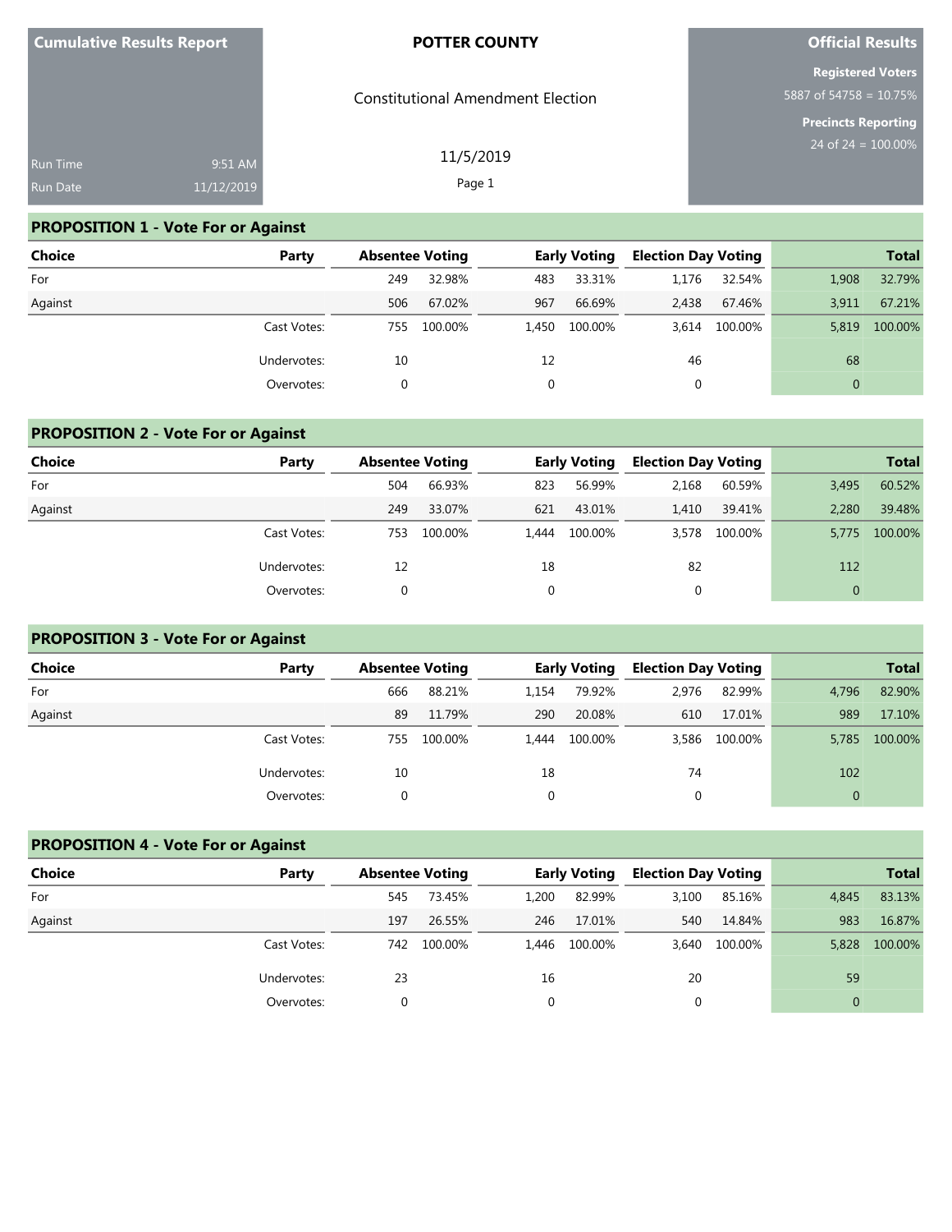**Cumulative Results Report**

Run Time 9:51 AM
Run Date 11/12/2019

# POTTER COUNTY

Constitutional Amendment Election

11/5/2019

**Official Results**

**Registered Voters**
5887 of 54758 = 10.75%

**Precincts Reporting**
24 of 24 = 100.00%

## PROPOSITION 1 - Vote For or Against

| Choice | Party | Absentee Voting | | Early Voting | | Election Day Voting | | Total | |
|---|---|---|---|---|---|---|---|---|---|
| For | | 249 | 32.98% | 483 | 33.31% | 1,176 | 32.54% | 1,908 | 32.79% |
| Against | | 506 | 67.02% | 967 | 66.69% | 2,438 | 67.46% | 3,911 | 67.21% |
| | Cast Votes: | 755 | 100.00% | 1,450 | 100.00% | 3,614 | 100.00% | 5,819 | 100.00% |
| | Undervotes: | 10 | | 12 | | 46 | | 68 | |
| | Overvotes: | 0 | | 0 | | 0 | | 0 | |

## PROPOSITION 2 - Vote For or Against

| Choice | Party | Absentee Voting | | Early Voting | | Election Day Voting | | Total | |
|---|---|---|---|---|---|---|---|---|---|
| For | | 504 | 66.93% | 823 | 56.99% | 2,168 | 60.59% | 3,495 | 60.52% |
| Against | | 249 | 33.07% | 621 | 43.01% | 1,410 | 39.41% | 2,280 | 39.48% |
| | Cast Votes: | 753 | 100.00% | 1,444 | 100.00% | 3,578 | 100.00% | 5,775 | 100.00% |
| | Undervotes: | 12 | | 18 | | 82 | | 112 | |
| | Overvotes: | 0 | | 0 | | 0 | | 0 | |

## PROPOSITION 3 - Vote For or Against

| Choice | Party | Absentee Voting | | Early Voting | | Election Day Voting | | Total | |
|---|---|---|---|---|---|---|---|---|---|
| For | | 666 | 88.21% | 1,154 | 79.92% | 2,976 | 82.99% | 4,796 | 82.90% |
| Against | | 89 | 11.79% | 290 | 20.08% | 610 | 17.01% | 989 | 17.10% |
| | Cast Votes: | 755 | 100.00% | 1,444 | 100.00% | 3,586 | 100.00% | 5,785 | 100.00% |
| | Undervotes: | 10 | | 18 | | 74 | | 102 | |
| | Overvotes: | 0 | | 0 | | 0 | | 0 | |

## PROPOSITION 4 - Vote For or Against

| Choice | Party | Absentee Voting | | Early Voting | | Election Day Voting | | Total | |
|---|---|---|---|---|---|---|---|---|---|
| For | | 545 | 73.45% | 1,200 | 82.99% | 3,100 | 85.16% | 4,845 | 83.13% |
| Against | | 197 | 26.55% | 246 | 17.01% | 540 | 14.84% | 983 | 16.87% |
| | Cast Votes: | 742 | 100.00% | 1,446 | 100.00% | 3,640 | 100.00% | 5,828 | 100.00% |
| | Undervotes: | 23 | | 16 | | 20 | | 59 | |
| | Overvotes: | 0 | | 0 | | 0 | | 0 | |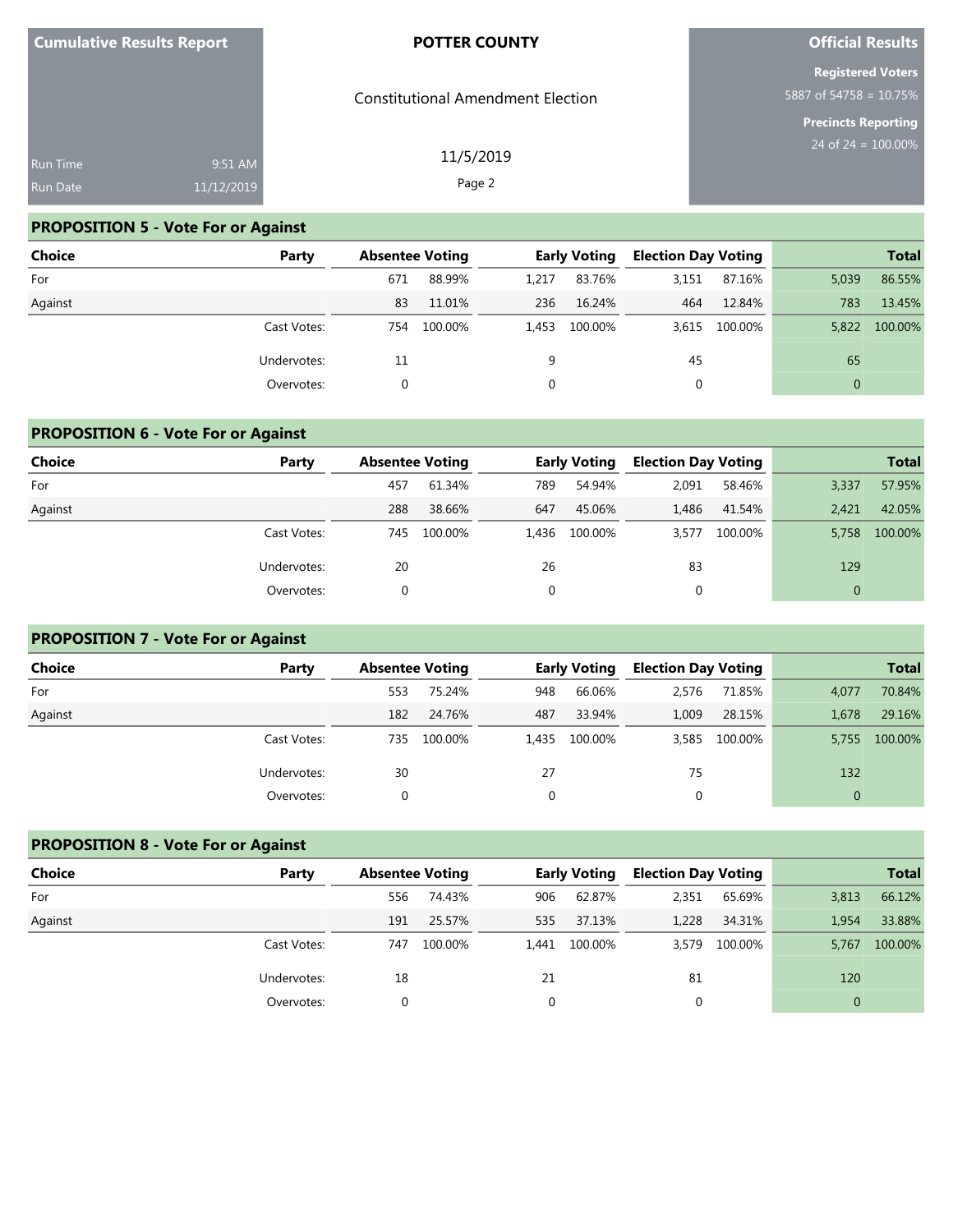**Cumulative Results Report**

Run Time 9:51 AM
Run Date 11/12/2019

**POTTER COUNTY**

Constitutional Amendment Election

11/5/2019

**Official Results**

**Registered Voters**
5887 of 54758 = 10.75%

**Precincts Reporting**
24 of 24 = 100.00%

## PROPOSITION 5 - Vote For or Against

| Choice | Party | Absentee Voting | | Early Voting | | Election Day Voting | | Total | |
|---|---|---|---|---|---|---|---|---|---|
| For | | 671 | 88.99% | 1,217 | 83.76% | 3,151 | 87.16% | 5,039 | 86.55% |
| Against | | 83 | 11.01% | 236 | 16.24% | 464 | 12.84% | 783 | 13.45% |
| | Cast Votes: | 754 | 100.00% | 1,453 | 100.00% | 3,615 | 100.00% | 5,822 | 100.00% |
| | Undervotes: | 11 | | 9 | | 45 | | 65 | |
| | Overvotes: | 0 | | 0 | | 0 | | 0 | |

## PROPOSITION 6 - Vote For or Against

| Choice | Party | Absentee Voting | | Early Voting | | Election Day Voting | | Total | |
|---|---|---|---|---|---|---|---|---|---|
| For | | 457 | 61.34% | 789 | 54.94% | 2,091 | 58.46% | 3,337 | 57.95% |
| Against | | 288 | 38.66% | 647 | 45.06% | 1,486 | 41.54% | 2,421 | 42.05% |
| | Cast Votes: | 745 | 100.00% | 1,436 | 100.00% | 3,577 | 100.00% | 5,758 | 100.00% |
| | Undervotes: | 20 | | 26 | | 83 | | 129 | |
| | Overvotes: | 0 | | 0 | | 0 | | 0 | |

## PROPOSITION 7 - Vote For or Against

| Choice | Party | Absentee Voting | | Early Voting | | Election Day Voting | | Total | |
|---|---|---|---|---|---|---|---|---|---|
| For | | 553 | 75.24% | 948 | 66.06% | 2,576 | 71.85% | 4,077 | 70.84% |
| Against | | 182 | 24.76% | 487 | 33.94% | 1,009 | 28.15% | 1,678 | 29.16% |
| | Cast Votes: | 735 | 100.00% | 1,435 | 100.00% | 3,585 | 100.00% | 5,755 | 100.00% |
| | Undervotes: | 30 | | 27 | | 75 | | 132 | |
| | Overvotes: | 0 | | 0 | | 0 | | 0 | |

## PROPOSITION 8 - Vote For or Against

| Choice | Party | Absentee Voting | | Early Voting | | Election Day Voting | | Total | |
|---|---|---|---|---|---|---|---|---|---|
| For | | 556 | 74.43% | 906 | 62.87% | 2,351 | 65.69% | 3,813 | 66.12% |
| Against | | 191 | 25.57% | 535 | 37.13% | 1,228 | 34.31% | 1,954 | 33.88% |
| | Cast Votes: | 747 | 100.00% | 1,441 | 100.00% | 3,579 | 100.00% | 5,767 | 100.00% |
| | Undervotes: | 18 | | 21 | | 81 | | 120 | |
| | Overvotes: | 0 | | 0 | | 0 | | 0 | |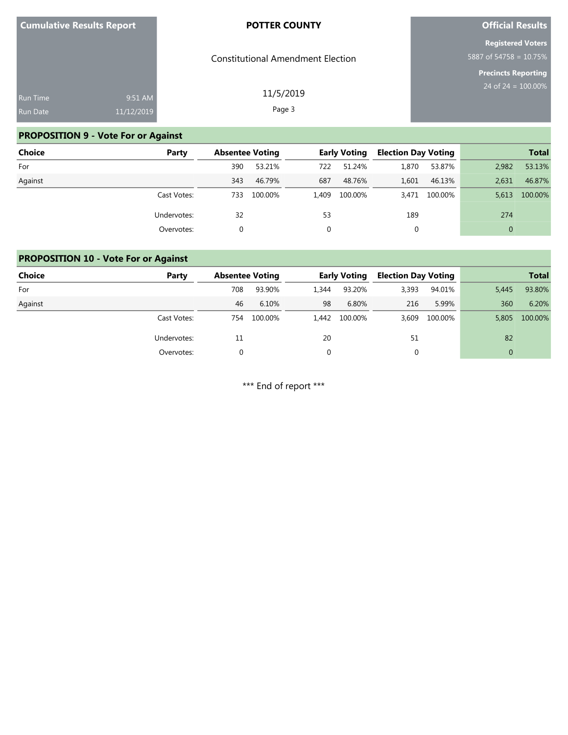**Cumulative Results Report**

Run Time 9:51 AM
Run Date 11/12/2019

**POTTER COUNTY**

Constitutional Amendment Election

11/5/2019

**Official Results**

**Registered Voters**
5887 of 54758 = 10.75%

**Precincts Reporting**
24 of 24 = 100.00%

## PROPOSITION 9 - Vote For or Against

| Choice | Party | Absentee Voting | | Early Voting | | Election Day Voting | | Total | |
|---|---|---|---|---|---|---|---|---|---|
| For | | 390 | 53.21% | 722 | 51.24% | 1,870 | 53.87% | 2,982 | 53.13% |
| Against | | 343 | 46.79% | 687 | 48.76% | 1,601 | 46.13% | 2,631 | 46.87% |
| | Cast Votes: | 733 | 100.00% | 1,409 | 100.00% | 3,471 | 100.00% | 5,613 | 100.00% |
| | Undervotes: | 32 | | 53 | | 189 | | 274 | |
| | Overvotes: | 0 | | 0 | | 0 | | 0 | |

## PROPOSITION 10 - Vote For or Against

| Choice | Party | Absentee Voting | | Early Voting | | Election Day Voting | | Total | |
|---|---|---|---|---|---|---|---|---|---|
| For | | 708 | 93.90% | 1,344 | 93.20% | 3,393 | 94.01% | 5,445 | 93.80% |
| Against | | 46 | 6.10% | 98 | 6.80% | 216 | 5.99% | 360 | 6.20% |
| | Cast Votes: | 754 | 100.00% | 1,442 | 100.00% | 3,609 | 100.00% | 5,805 | 100.00% |
| | Undervotes: | 11 | | 20 | | 51 | | 82 | |
| | Overvotes: | 0 | | 0 | | 0 | | 0 | |

*** End of report ***